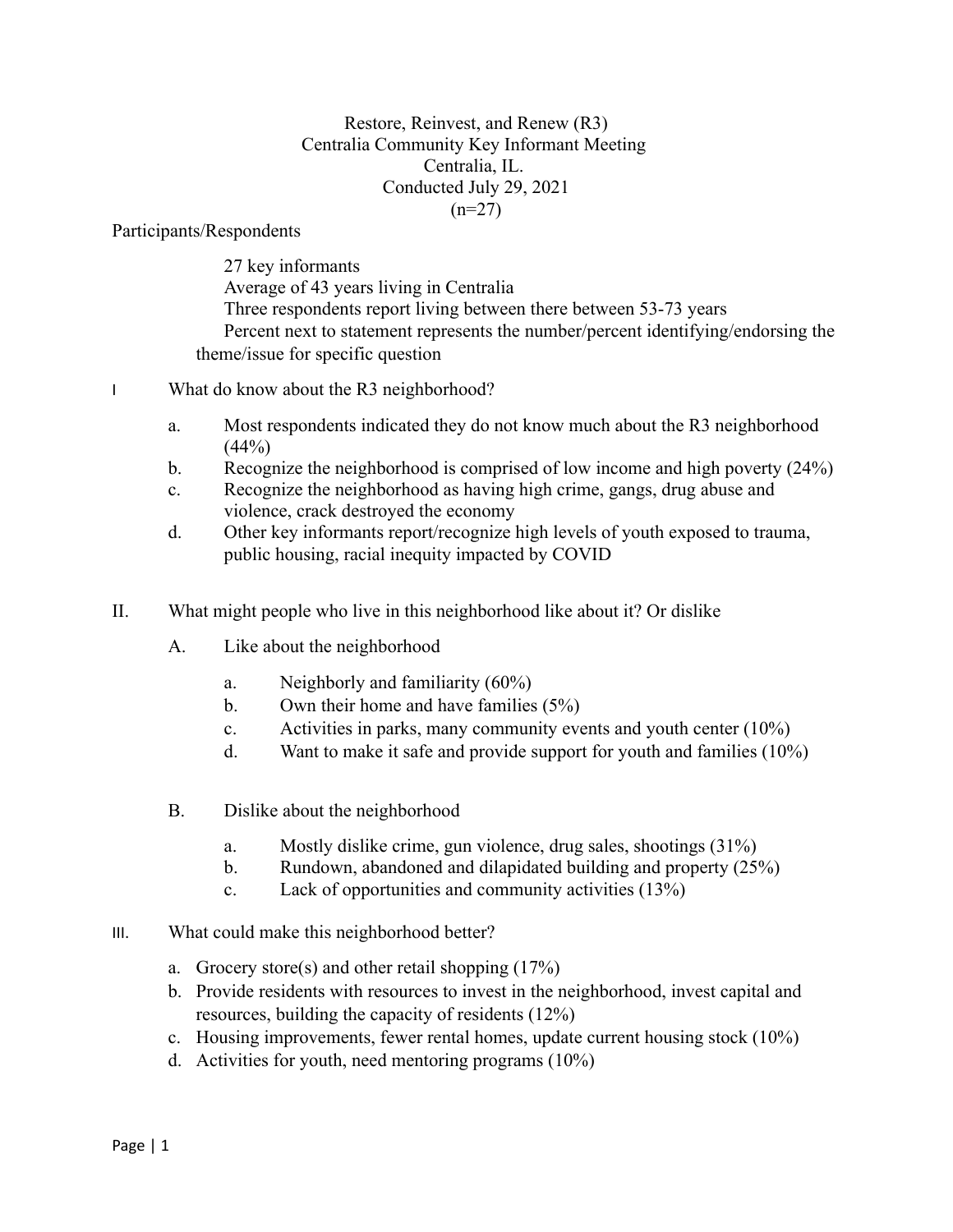# Restore, Reinvest, and Renew (R3)
## Centralia Community Key Informant Meeting
## Centralia, IL.
## Conducted July 29, 2021
## (n=27)

Participants/Respondents

27 key informants
Average of 43 years living in Centralia
Three respondents report living between there between 53-73 years
Percent next to statement represents the number/percent identifying/endorsing the theme/issue for specific question

I What do know about the R3 neighborhood?

a. Most respondents indicated they do not know much about the R3 neighborhood (44%)
b. Recognize the neighborhood is comprised of low income and high poverty (24%)
c. Recognize the neighborhood as having high crime, gangs, drug abuse and violence, crack destroyed the economy
d. Other key informants report/recognize high levels of youth exposed to trauma, public housing, racial inequity impacted by COVID

II. What might people who live in this neighborhood like about it? Or dislike

A. Like about the neighborhood

a. Neighborly and familiarity (60%)
b. Own their home and have families (5%)
c. Activities in parks, many community events and youth center (10%)
d. Want to make it safe and provide support for youth and families (10%)

B. Dislike about the neighborhood

a. Mostly dislike crime, gun violence, drug sales, shootings (31%)
b. Rundown, abandoned and dilapidated building and property (25%)
c. Lack of opportunities and community activities (13%)

III. What could make this neighborhood better?

a. Grocery store(s) and other retail shopping (17%)
b. Provide residents with resources to invest in the neighborhood, invest capital and resources, building the capacity of residents (12%)
c. Housing improvements, fewer rental homes, update current housing stock (10%)
d. Activities for youth, need mentoring programs (10%)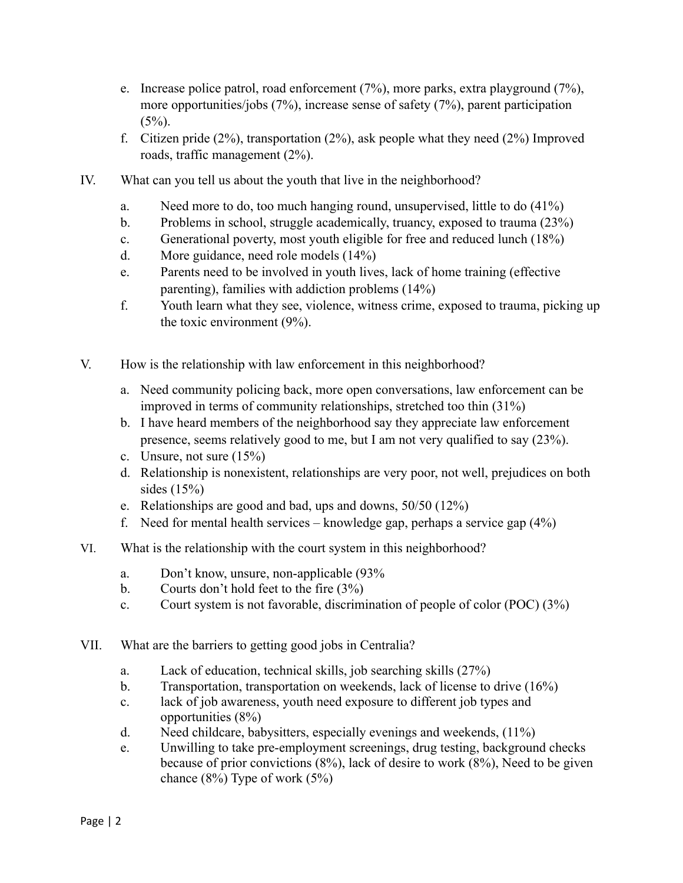e. Increase police patrol, road enforcement (7%), more parks, extra playground (7%), more opportunities/jobs (7%), increase sense of safety (7%), parent participation (5%).
f. Citizen pride (2%), transportation (2%), ask people what they need (2%) Improved roads, traffic management (2%).

IV. What can you tell us about the youth that live in the neighborhood?

a. Need more to do, too much hanging round, unsupervised, little to do (41%)
b. Problems in school, struggle academically, truancy, exposed to trauma (23%)
c. Generational poverty, most youth eligible for free and reduced lunch (18%)
d. More guidance, need role models (14%)
e. Parents need to be involved in youth lives, lack of home training (effective parenting), families with addiction problems (14%)
f. Youth learn what they see, violence, witness crime, exposed to trauma, picking up the toxic environment (9%).

V. How is the relationship with law enforcement in this neighborhood?

a. Need community policing back, more open conversations, law enforcement can be improved in terms of community relationships, stretched too thin (31%)
b. I have heard members of the neighborhood say they appreciate law enforcement presence, seems relatively good to me, but I am not very qualified to say (23%).
c. Unsure, not sure (15%)
d. Relationship is nonexistent, relationships are very poor, not well, prejudices on both sides (15%)
e. Relationships are good and bad, ups and downs, 50/50 (12%)
f. Need for mental health services – knowledge gap, perhaps a service gap (4%)

VI. What is the relationship with the court system in this neighborhood?

a. Don't know, unsure, non-applicable (93%
b. Courts don't hold feet to the fire (3%)
c. Court system is not favorable, discrimination of people of color (POC) (3%)

VII. What are the barriers to getting good jobs in Centralia?

a. Lack of education, technical skills, job searching skills (27%)
b. Transportation, transportation on weekends, lack of license to drive (16%)
c. lack of job awareness, youth need exposure to different job types and opportunities (8%)
d. Need childcare, babysitters, especially evenings and weekends, (11%)
e. Unwilling to take pre-employment screenings, drug testing, background checks because of prior convictions (8%), lack of desire to work (8%), Need to be given chance (8%) Type of work (5%)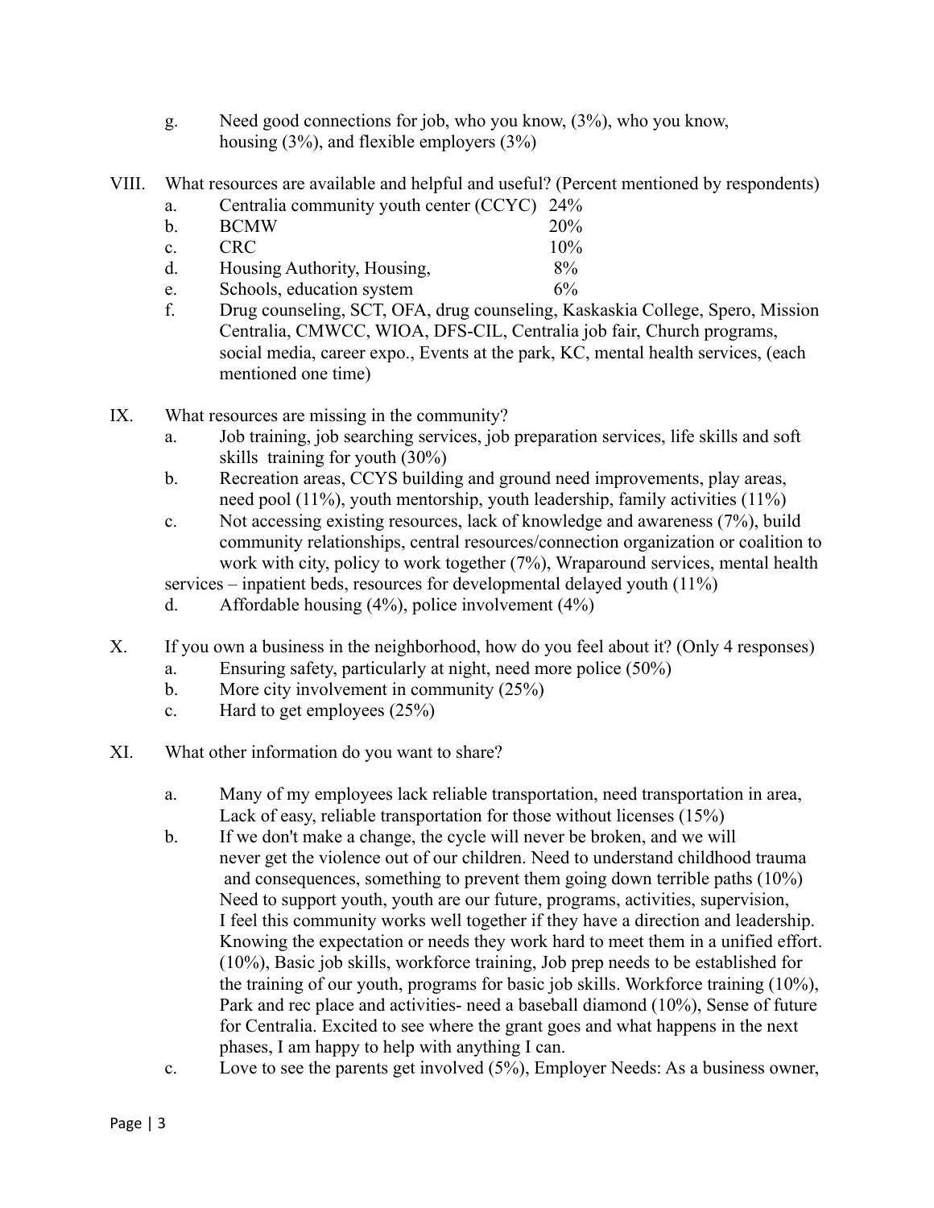g. Need good connections for job, who you know, (3%), who you know, housing (3%), and flexible employers (3%)

VIII. What resources are available and helpful and useful? (Percent mentioned by respondents)

a. Centralia community youth center (CCYC) 24%
b. BCMW 20%
c. CRC 10%
d. Housing Authority, Housing, 8%
e. Schools, education system 6%
f. Drug counseling, SCT, OFA, drug counseling, Kaskaskia College, Spero, Mission Centralia, CMWCC, WIOA, DFS-CIL, Centralia job fair, Church programs, social media, career expo., Events at the park, KC, mental health services, (each mentioned one time)

IX. What resources are missing in the community?

a. Job training, job searching services, job preparation services, life skills and soft skills training for youth (30%)
b. Recreation areas, CCYS building and ground need improvements, play areas, need pool (11%), youth mentorship, youth leadership, family activities (11%)
c. Not accessing existing resources, lack of knowledge and awareness (7%), build community relationships, central resources/connection organization or coalition to work with city, policy to work together (7%), Wraparound services, mental health services – inpatient beds, resources for developmental delayed youth (11%)
d. Affordable housing (4%), police involvement (4%)

X. If you own a business in the neighborhood, how do you feel about it? (Only 4 responses)

a. Ensuring safety, particularly at night, need more police (50%)
b. More city involvement in community (25%)
c. Hard to get employees (25%)

XI. What other information do you want to share?

a. Many of my employees lack reliable transportation, need transportation in area, Lack of easy, reliable transportation for those without licenses (15%)
b. If we don't make a change, the cycle will never be broken, and we will never get the violence out of our children. Need to understand childhood trauma and consequences, something to prevent them going down terrible paths (10%) Need to support youth, youth are our future, programs, activities, supervision, I feel this community works well together if they have a direction and leadership. Knowing the expectation or needs they work hard to meet them in a unified effort. (10%), Basic job skills, workforce training, Job prep needs to be established for the training of our youth, programs for basic job skills. Workforce training (10%), Park and rec place and activities- need a baseball diamond (10%), Sense of future for Centralia. Excited to see where the grant goes and what happens in the next phases, I am happy to help with anything I can.
c. Love to see the parents get involved (5%), Employer Needs: As a business owner,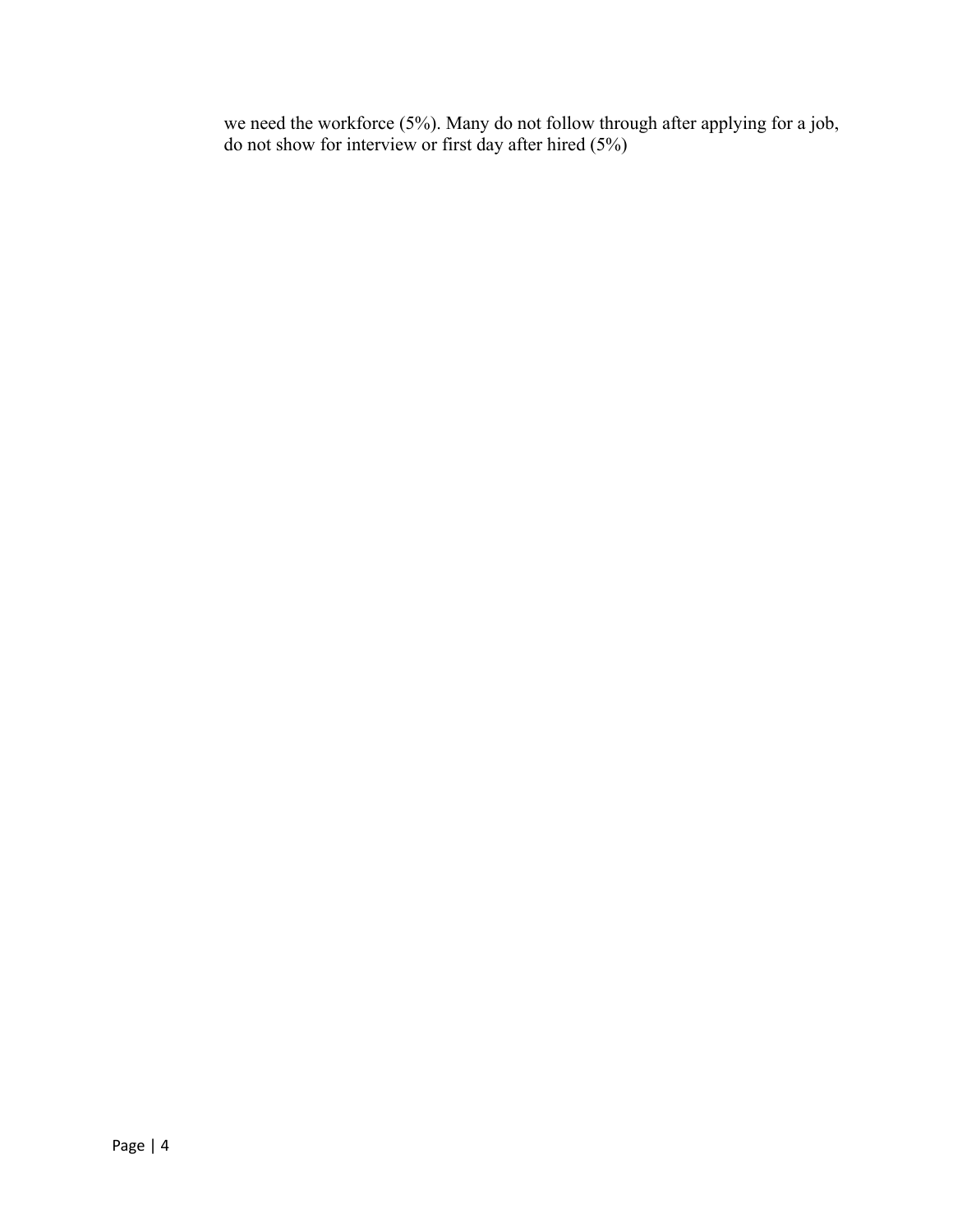we need the workforce (5%). Many do not follow through after applying for a job, do not show for interview or first day after hired (5%)